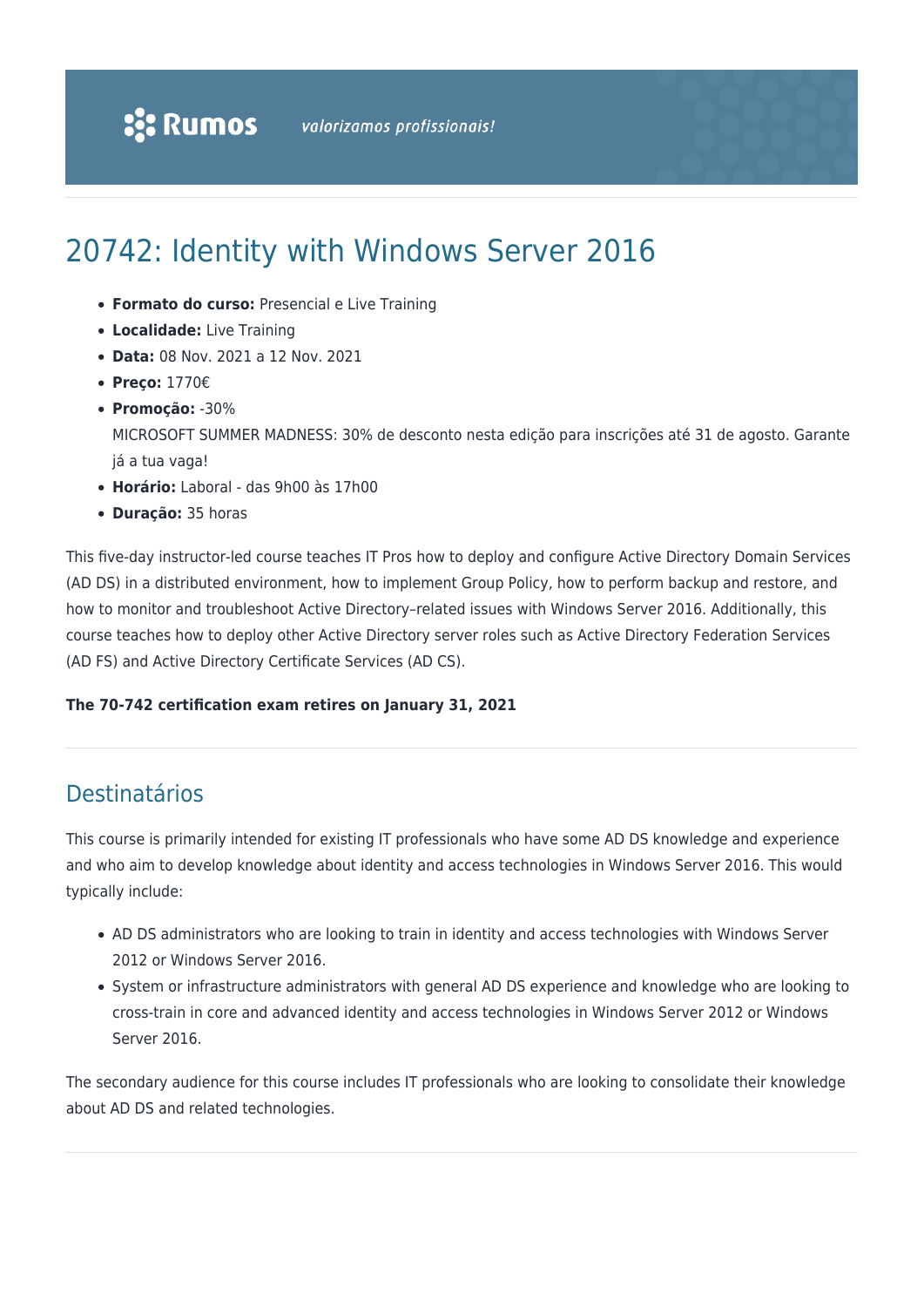# 20742: Identity with Windows Server 2016

- **Formato do curso:** Presencial e Live Training
- **Localidade:** Live Training
- **Data:** 08 Nov. 2021 a 12 Nov. 2021
- **Preço:** 1770€
- **Promoção:** -30%
  MICROSOFT SUMMER MADNESS: 30% de desconto nesta edição para inscrições até 31 de agosto. Garante já a tua vaga!
- **Horário:** Laboral - das 9h00 às 17h00
- **Duração:** 35 horas

This five-day instructor-led course teaches IT Pros how to deploy and configure Active Directory Domain Services (AD DS) in a distributed environment, how to implement Group Policy, how to perform backup and restore, and how to monitor and troubleshoot Active Directory–related issues with Windows Server 2016. Additionally, this course teaches how to deploy other Active Directory server roles such as Active Directory Federation Services (AD FS) and Active Directory Certificate Services (AD CS).

**The 70-742 certification exam retires on January 31, 2021**

## Destinatários

This course is primarily intended for existing IT professionals who have some AD DS knowledge and experience and who aim to develop knowledge about identity and access technologies in Windows Server 2016. This would typically include:

- AD DS administrators who are looking to train in identity and access technologies with Windows Server 2012 or Windows Server 2016.
- System or infrastructure administrators with general AD DS experience and knowledge who are looking to cross-train in core and advanced identity and access technologies in Windows Server 2012 or Windows Server 2016.

The secondary audience for this course includes IT professionals who are looking to consolidate their knowledge about AD DS and related technologies.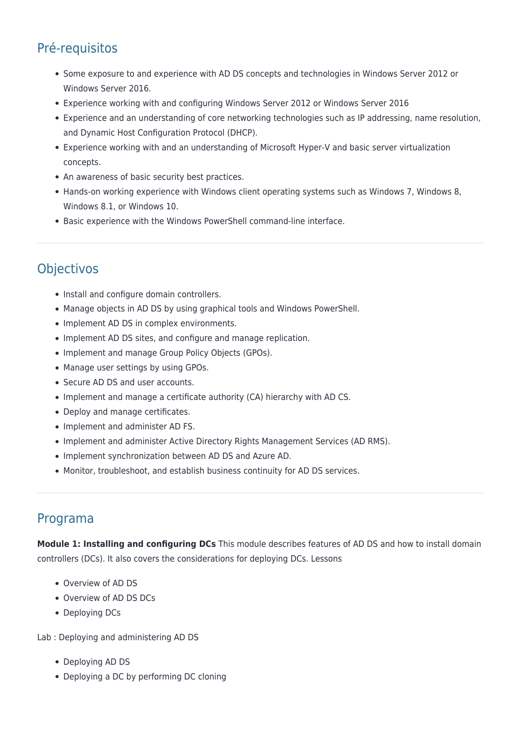## Pré-requisitos

- Some exposure to and experience with AD DS concepts and technologies in Windows Server 2012 or Windows Server 2016.
- Experience working with and configuring Windows Server 2012 or Windows Server 2016
- Experience and an understanding of core networking technologies such as IP addressing, name resolution, and Dynamic Host Configuration Protocol (DHCP).
- Experience working with and an understanding of Microsoft Hyper-V and basic server virtualization concepts.
- An awareness of basic security best practices.
- Hands-on working experience with Windows client operating systems such as Windows 7, Windows 8, Windows 8.1, or Windows 10.
- Basic experience with the Windows PowerShell command-line interface.

---

## Objectivos

- Install and configure domain controllers.
- Manage objects in AD DS by using graphical tools and Windows PowerShell.
- Implement AD DS in complex environments.
- Implement AD DS sites, and configure and manage replication.
- Implement and manage Group Policy Objects (GPOs).
- Manage user settings by using GPOs.
- Secure AD DS and user accounts.
- Implement and manage a certificate authority (CA) hierarchy with AD CS.
- Deploy and manage certificates.
- Implement and administer AD FS.
- Implement and administer Active Directory Rights Management Services (AD RMS).
- Implement synchronization between AD DS and Azure AD.
- Monitor, troubleshoot, and establish business continuity for AD DS services.

---

## Programa

**Module 1: Installing and configuring DCs** This module describes features of AD DS and how to install domain controllers (DCs). It also covers the considerations for deploying DCs. Lessons

- Overview of AD DS
- Overview of AD DS DCs
- Deploying DCs

Lab : Deploying and administering AD DS

- Deploying AD DS
- Deploying a DC by performing DC cloning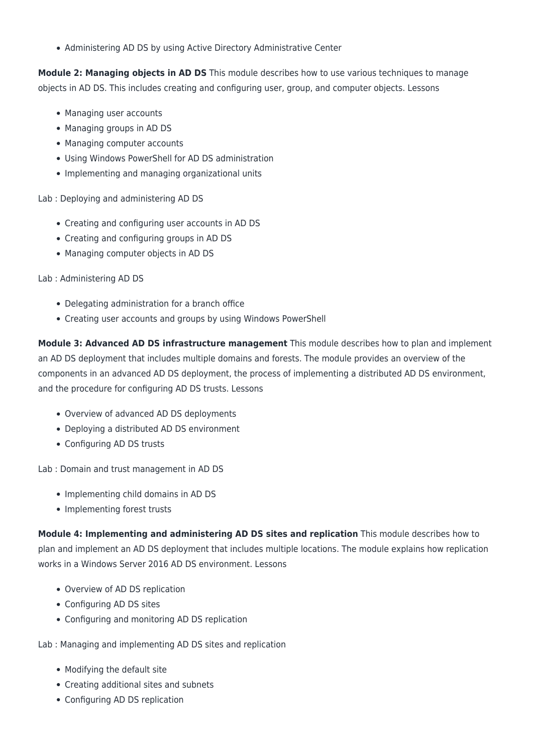- Administering AD DS by using Active Directory Administrative Center

**Module 2: Managing objects in AD DS** This module describes how to use various techniques to manage objects in AD DS. This includes creating and configuring user, group, and computer objects. Lessons

- Managing user accounts
- Managing groups in AD DS
- Managing computer accounts
- Using Windows PowerShell for AD DS administration
- Implementing and managing organizational units

Lab : Deploying and administering AD DS

- Creating and configuring user accounts in AD DS
- Creating and configuring groups in AD DS
- Managing computer objects in AD DS

Lab : Administering AD DS

- Delegating administration for a branch office
- Creating user accounts and groups by using Windows PowerShell

**Module 3: Advanced AD DS infrastructure management** This module describes how to plan and implement an AD DS deployment that includes multiple domains and forests. The module provides an overview of the components in an advanced AD DS deployment, the process of implementing a distributed AD DS environment, and the procedure for configuring AD DS trusts. Lessons

- Overview of advanced AD DS deployments
- Deploying a distributed AD DS environment
- Configuring AD DS trusts

Lab : Domain and trust management in AD DS

- Implementing child domains in AD DS
- Implementing forest trusts

**Module 4: Implementing and administering AD DS sites and replication** This module describes how to plan and implement an AD DS deployment that includes multiple locations. The module explains how replication works in a Windows Server 2016 AD DS environment. Lessons

- Overview of AD DS replication
- Configuring AD DS sites
- Configuring and monitoring AD DS replication

Lab : Managing and implementing AD DS sites and replication

- Modifying the default site
- Creating additional sites and subnets
- Configuring AD DS replication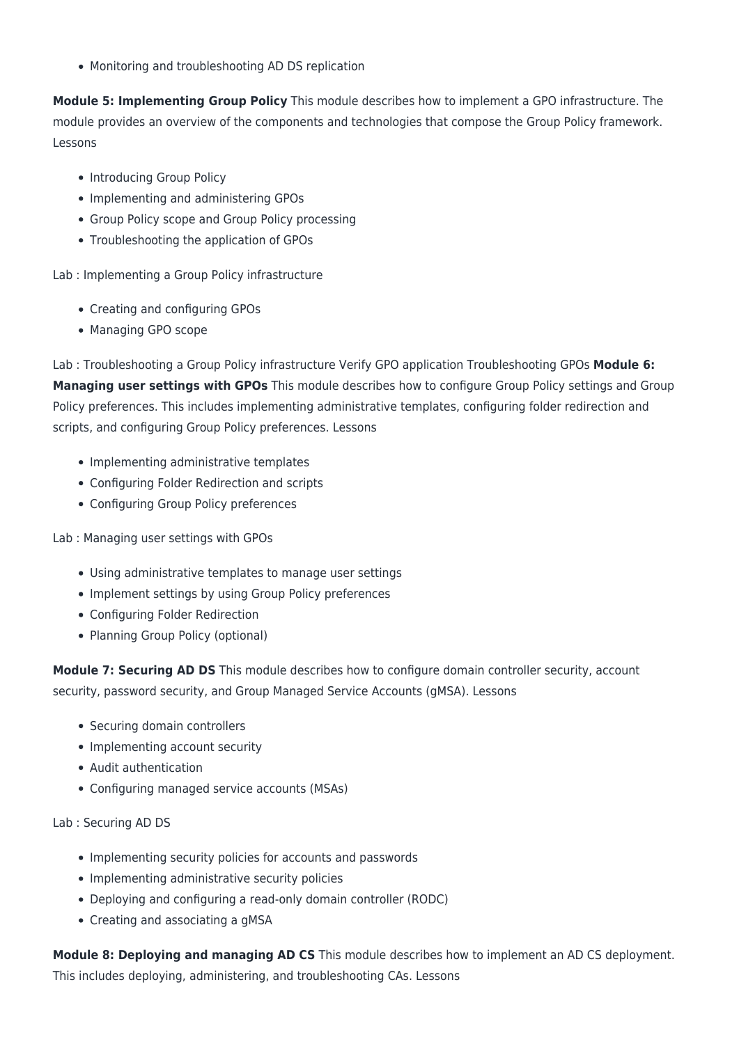- Monitoring and troubleshooting AD DS replication

**Module 5: Implementing Group Policy** This module describes how to implement a GPO infrastructure. The module provides an overview of the components and technologies that compose the Group Policy framework. Lessons

- Introducing Group Policy
- Implementing and administering GPOs
- Group Policy scope and Group Policy processing
- Troubleshooting the application of GPOs

Lab : Implementing a Group Policy infrastructure

- Creating and configuring GPOs
- Managing GPO scope

Lab : Troubleshooting a Group Policy infrastructure Verify GPO application Troubleshooting GPOs **Module 6: Managing user settings with GPOs** This module describes how to configure Group Policy settings and Group Policy preferences. This includes implementing administrative templates, configuring folder redirection and scripts, and configuring Group Policy preferences. Lessons

- Implementing administrative templates
- Configuring Folder Redirection and scripts
- Configuring Group Policy preferences

Lab : Managing user settings with GPOs

- Using administrative templates to manage user settings
- Implement settings by using Group Policy preferences
- Configuring Folder Redirection
- Planning Group Policy (optional)

**Module 7: Securing AD DS** This module describes how to configure domain controller security, account security, password security, and Group Managed Service Accounts (gMSA). Lessons

- Securing domain controllers
- Implementing account security
- Audit authentication
- Configuring managed service accounts (MSAs)

Lab : Securing AD DS

- Implementing security policies for accounts and passwords
- Implementing administrative security policies
- Deploying and configuring a read-only domain controller (RODC)
- Creating and associating a gMSA

**Module 8: Deploying and managing AD CS** This module describes how to implement an AD CS deployment. This includes deploying, administering, and troubleshooting CAs. Lessons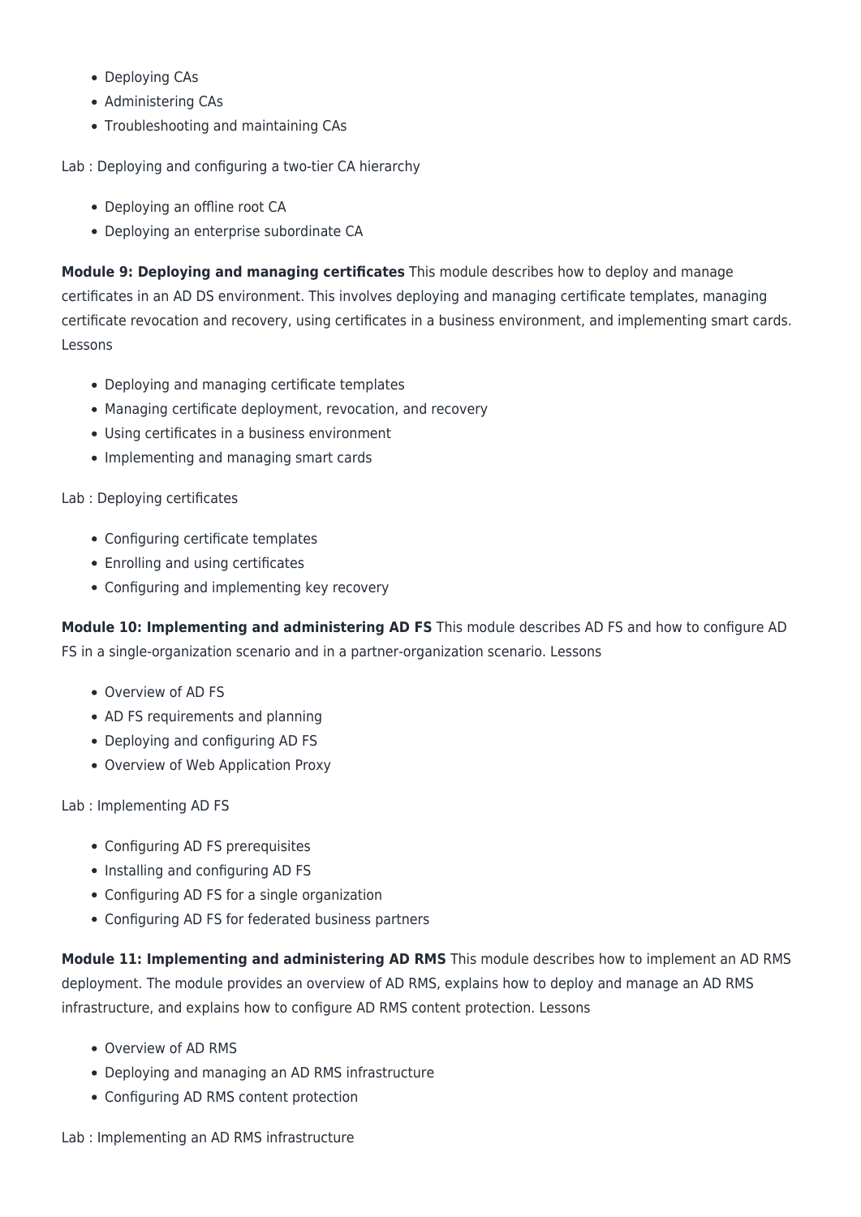- Deploying CAs
- Administering CAs
- Troubleshooting and maintaining CAs

Lab : Deploying and configuring a two-tier CA hierarchy

- Deploying an offline root CA
- Deploying an enterprise subordinate CA

**Module 9: Deploying and managing certificates** This module describes how to deploy and manage certificates in an AD DS environment. This involves deploying and managing certificate templates, managing certificate revocation and recovery, using certificates in a business environment, and implementing smart cards. Lessons

- Deploying and managing certificate templates
- Managing certificate deployment, revocation, and recovery
- Using certificates in a business environment
- Implementing and managing smart cards

Lab : Deploying certificates

- Configuring certificate templates
- Enrolling and using certificates
- Configuring and implementing key recovery

**Module 10: Implementing and administering AD FS** This module describes AD FS and how to configure AD FS in a single-organization scenario and in a partner-organization scenario. Lessons

- Overview of AD FS
- AD FS requirements and planning
- Deploying and configuring AD FS
- Overview of Web Application Proxy

Lab : Implementing AD FS

- Configuring AD FS prerequisites
- Installing and configuring AD FS
- Configuring AD FS for a single organization
- Configuring AD FS for federated business partners

**Module 11: Implementing and administering AD RMS** This module describes how to implement an AD RMS deployment. The module provides an overview of AD RMS, explains how to deploy and manage an AD RMS infrastructure, and explains how to configure AD RMS content protection. Lessons

- Overview of AD RMS
- Deploying and managing an AD RMS infrastructure
- Configuring AD RMS content protection

Lab : Implementing an AD RMS infrastructure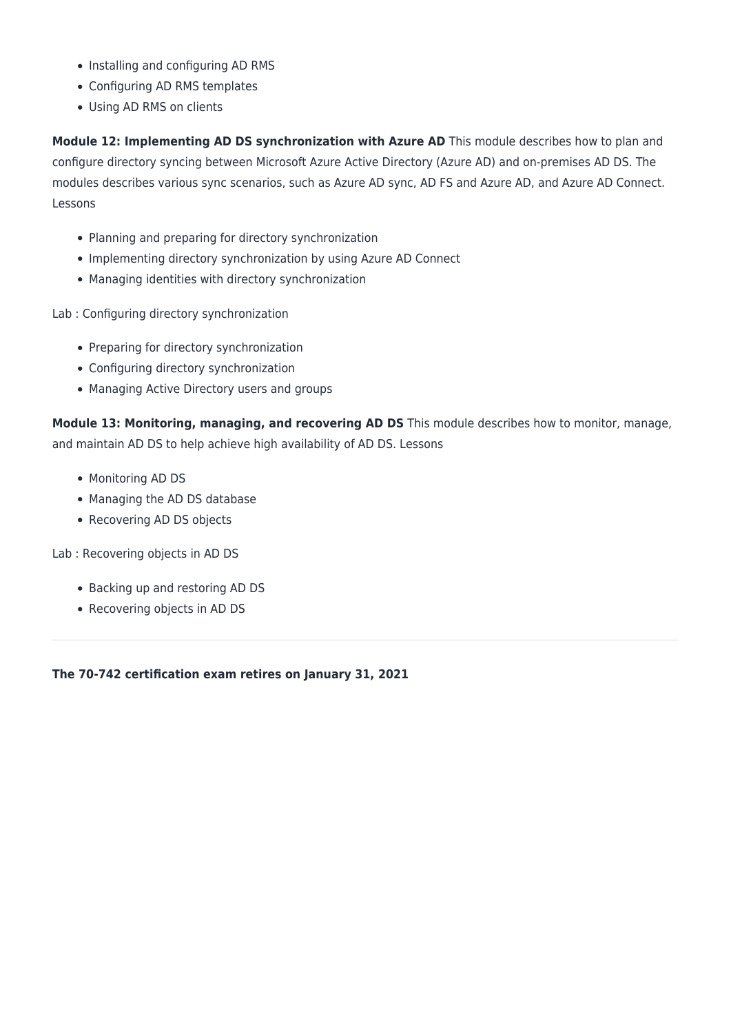- Installing and configuring AD RMS
- Configuring AD RMS templates
- Using AD RMS on clients

**Module 12: Implementing AD DS synchronization with Azure AD** This module describes how to plan and configure directory syncing between Microsoft Azure Active Directory (Azure AD) and on-premises AD DS. The modules describes various sync scenarios, such as Azure AD sync, AD FS and Azure AD, and Azure AD Connect. Lessons

- Planning and preparing for directory synchronization
- Implementing directory synchronization by using Azure AD Connect
- Managing identities with directory synchronization

Lab : Configuring directory synchronization

- Preparing for directory synchronization
- Configuring directory synchronization
- Managing Active Directory users and groups

**Module 13: Monitoring, managing, and recovering AD DS** This module describes how to monitor, manage, and maintain AD DS to help achieve high availability of AD DS. Lessons

- Monitoring AD DS
- Managing the AD DS database
- Recovering AD DS objects

Lab : Recovering objects in AD DS

- Backing up and restoring AD DS
- Recovering objects in AD DS

---

**The 70-742 certification exam retires on January 31, 2021**